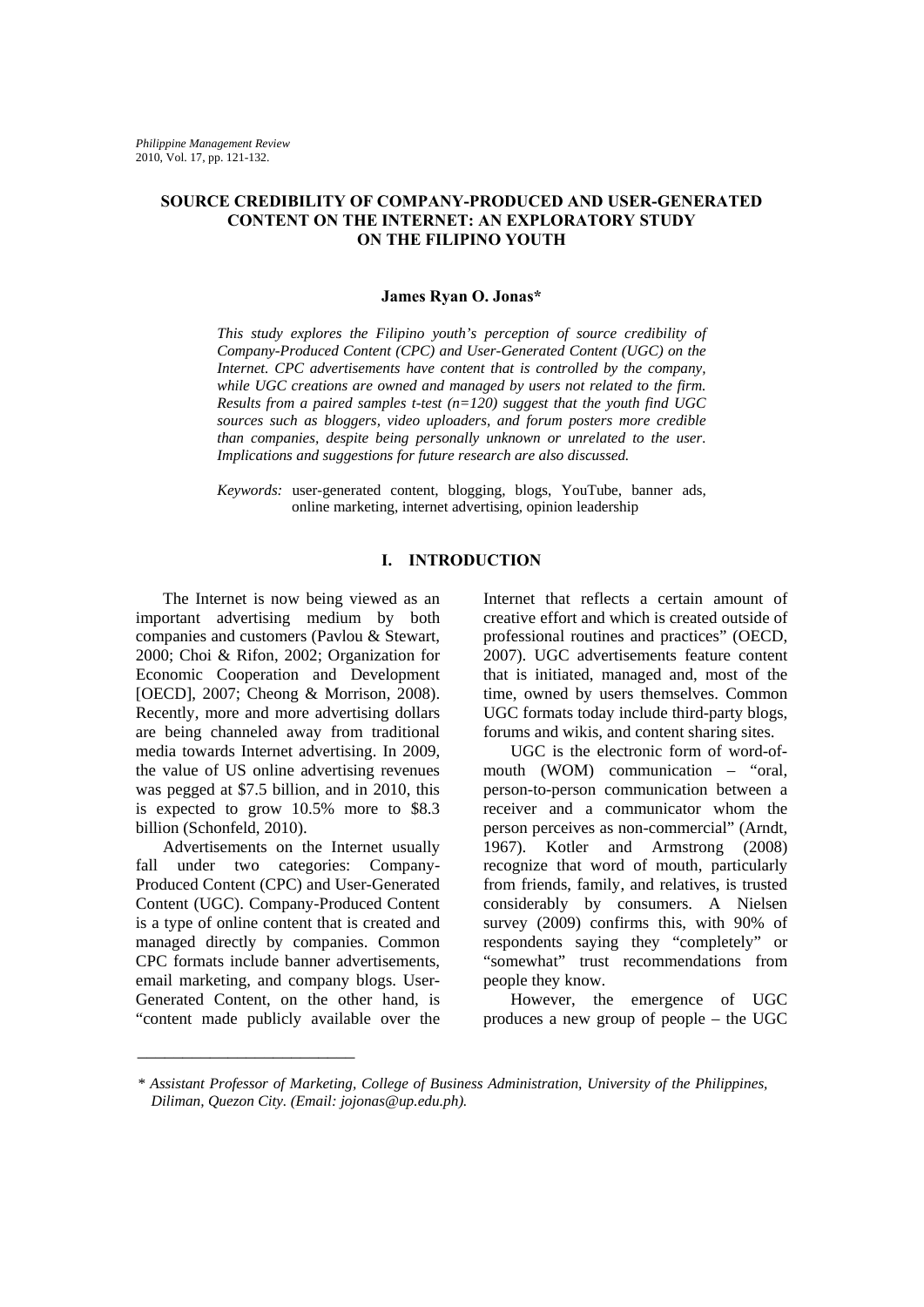# SOURCE CREDIBILITY OF COMPANY-PRODUCED AND USER-GENERATED CONTENT ON THE INTERNET: AN EXPLORATORY STUDY ON THE FILIPINO YOUTH

**James Ryan O. Jonas***

*This study explores the Filipino youth's perception of source credibility of Company-Produced Content (CPC) and User-Generated Content (UGC) on the Internet. CPC advertisements have content that is controlled by the company, while UGC creations are owned and managed by users not related to the firm. Results from a paired samples t-test (n=120) suggest that the youth find UGC sources such as bloggers, video uploaders, and forum posters more credible than companies, despite being personally unknown or unrelated to the user. Implications and suggestions for future research are also discussed.*

*Keywords:* user-generated content, blogging, blogs, YouTube, banner ads, online marketing, internet advertising, opinion leadership

## I. INTRODUCTION

The Internet is now being viewed as an important advertising medium by both companies and customers (Pavlou & Stewart, 2000; Choi & Rifon, 2002; Organization for Economic Cooperation and Development [OECD], 2007; Cheong & Morrison, 2008). Recently, more and more advertising dollars are being channeled away from traditional media towards Internet advertising. In 2009, the value of US online advertising revenues was pegged at $7.5 billion, and in 2010, this is expected to grow 10.5% more to $8.3 billion (Schonfeld, 2010).

Advertisements on the Internet usually fall under two categories: Company-Produced Content (CPC) and User-Generated Content (UGC). Company-Produced Content is a type of online content that is created and managed directly by companies. Common CPC formats include banner advertisements, email marketing, and company blogs. User-Generated Content, on the other hand, is "content made publicly available over the Internet that reflects a certain amount of creative effort and which is created outside of professional routines and practices" (OECD, 2007). UGC advertisements feature content that is initiated, managed and, most of the time, owned by users themselves. Common UGC formats today include third-party blogs, forums and wikis, and content sharing sites.

UGC is the electronic form of word-of-mouth (WOM) communication – "oral, person-to-person communication between a receiver and a communicator whom the person perceives as non-commercial" (Arndt, 1967). Kotler and Armstrong (2008) recognize that word of mouth, particularly from friends, family, and relatives, is trusted considerably by consumers. A Nielsen survey (2009) confirms this, with 90% of respondents saying they "completely" or "somewhat" trust recommendations from people they know.

However, the emergence of UGC produces a new group of people – the UGC

---

*\* Assistant Professor of Marketing, College of Business Administration, University of the Philippines, Diliman, Quezon City. (Email: jojonas@up.edu.ph).*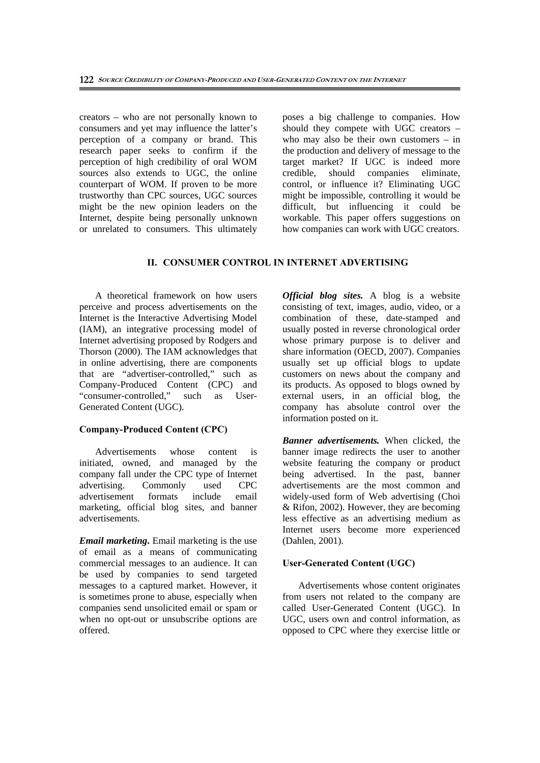creators – who are not personally known to consumers and yet may influence the latter's perception of a company or brand. This research paper seeks to confirm if the perception of high credibility of oral WOM sources also extends to UGC, the online counterpart of WOM. If proven to be more trustworthy than CPC sources, UGC sources might be the new opinion leaders on the Internet, despite being personally unknown or unrelated to consumers. This ultimately poses a big challenge to companies. How should they compete with UGC creators – who may also be their own customers – in the production and delivery of message to the target market? If UGC is indeed more credible, should companies eliminate, control, or influence it? Eliminating UGC might be impossible, controlling it would be difficult, but influencing it could be workable. This paper offers suggestions on how companies can work with UGC creators.

## II. CONSUMER CONTROL IN INTERNET ADVERTISING

A theoretical framework on how users perceive and process advertisements on the Internet is the Interactive Advertising Model (IAM), an integrative processing model of Internet advertising proposed by Rodgers and Thorson (2000). The IAM acknowledges that in online advertising, there are components that are "advertiser-controlled," such as Company-Produced Content (CPC) and "consumer-controlled," such as User-Generated Content (UGC).

### Company-Produced Content (CPC)

Advertisements whose content is initiated, owned, and managed by the company fall under the CPC type of Internet advertising. Commonly used CPC advertisement formats include email marketing, official blog sites, and banner advertisements.

***Email marketing***. Email marketing is the use of email as a means of communicating commercial messages to an audience. It can be used by companies to send targeted messages to a captured market. However, it is sometimes prone to abuse, especially when companies send unsolicited email or spam or when no opt-out or unsubscribe options are offered.

***Official blog sites.*** A blog is a website consisting of text, images, audio, video, or a combination of these, date-stamped and usually posted in reverse chronological order whose primary purpose is to deliver and share information (OECD, 2007). Companies usually set up official blogs to update customers on news about the company and its products. As opposed to blogs owned by external users, in an official blog, the company has absolute control over the information posted on it.

***Banner advertisements.*** When clicked, the banner image redirects the user to another website featuring the company or product being advertised. In the past, banner advertisements are the most common and widely-used form of Web advertising (Choi & Rifon, 2002). However, they are becoming less effective as an advertising medium as Internet users become more experienced (Dahlen, 2001).

### User-Generated Content (UGC)

Advertisements whose content originates from users not related to the company are called User-Generated Content (UGC). In UGC, users own and control information, as opposed to CPC where they exercise little or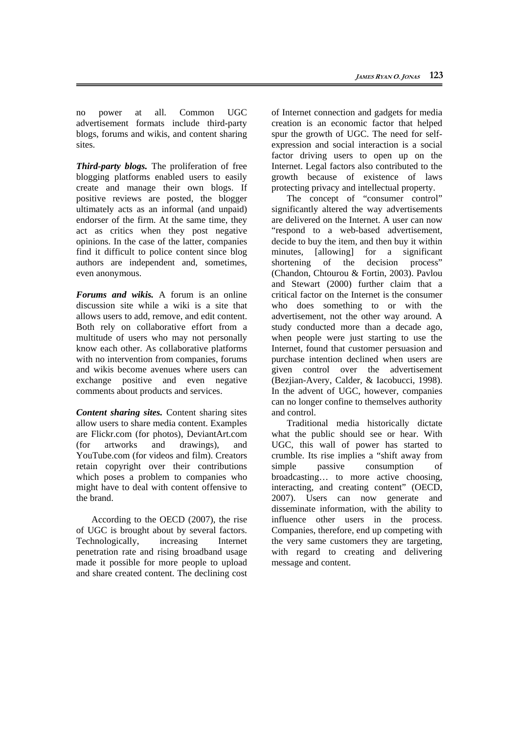no power at all. Common UGC advertisement formats include third-party blogs, forums and wikis, and content sharing sites.

***Third-party blogs.*** The proliferation of free blogging platforms enabled users to easily create and manage their own blogs. If positive reviews are posted, the blogger ultimately acts as an informal (and unpaid) endorser of the firm. At the same time, they act as critics when they post negative opinions. In the case of the latter, companies find it difficult to police content since blog authors are independent and, sometimes, even anonymous.

***Forums and wikis.*** A forum is an online discussion site while a wiki is a site that allows users to add, remove, and edit content. Both rely on collaborative effort from a multitude of users who may not personally know each other. As collaborative platforms with no intervention from companies, forums and wikis become avenues where users can exchange positive and even negative comments about products and services.

***Content sharing sites.*** Content sharing sites allow users to share media content. Examples are Flickr.com (for photos), DeviantArt.com (for artworks and drawings), and YouTube.com (for videos and film). Creators retain copyright over their contributions which poses a problem to companies who might have to deal with content offensive to the brand.

According to the OECD (2007), the rise of UGC is brought about by several factors. Technologically, increasing Internet penetration rate and rising broadband usage made it possible for more people to upload and share created content. The declining cost of Internet connection and gadgets for media creation is an economic factor that helped spur the growth of UGC. The need for self-expression and social interaction is a social factor driving users to open up on the Internet. Legal factors also contributed to the growth because of existence of laws protecting privacy and intellectual property.

The concept of "consumer control" significantly altered the way advertisements are delivered on the Internet. A user can now "respond to a web-based advertisement, decide to buy the item, and then buy it within minutes, [allowing] for a significant shortening of the decision process" (Chandon, Chtourou & Fortin, 2003). Pavlou and Stewart (2000) further claim that a critical factor on the Internet is the consumer who does something to or with the advertisement, not the other way around. A study conducted more than a decade ago, when people were just starting to use the Internet, found that customer persuasion and purchase intention declined when users are given control over the advertisement (Bezjian-Avery, Calder, & Iacobucci, 1998). In the advent of UGC, however, companies can no longer confine to themselves authority and control.

Traditional media historically dictate what the public should see or hear. With UGC, this wall of power has started to crumble. Its rise implies a "shift away from simple passive consumption of broadcasting… to more active choosing, interacting, and creating content" (OECD, 2007). Users can now generate and disseminate information, with the ability to influence other users in the process. Companies, therefore, end up competing with the very same customers they are targeting, with regard to creating and delivering message and content.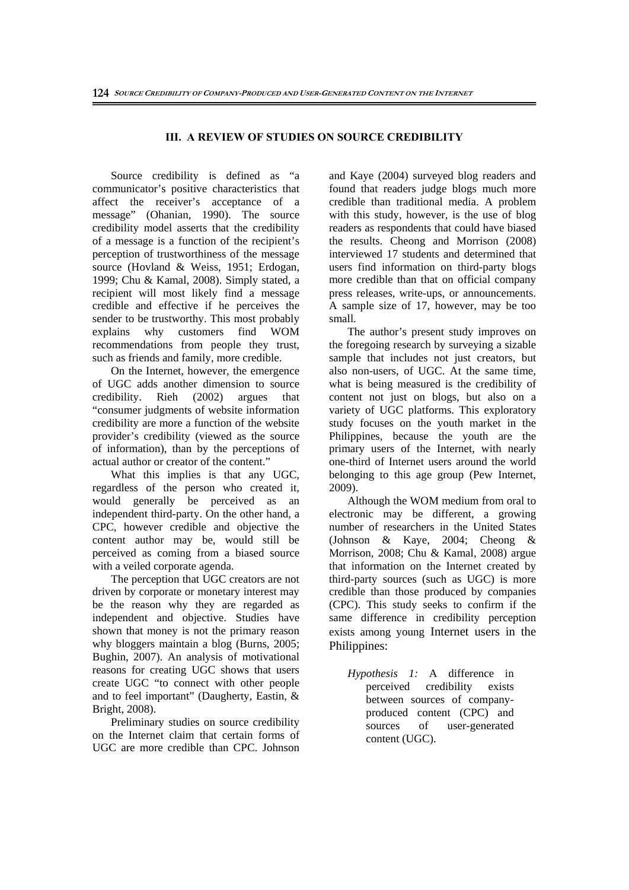## III. A REVIEW OF STUDIES ON SOURCE CREDIBILITY

Source credibility is defined as "a communicator's positive characteristics that affect the receiver's acceptance of a message" (Ohanian, 1990). The source credibility model asserts that the credibility of a message is a function of the recipient's perception of trustworthiness of the message source (Hovland & Weiss, 1951; Erdogan, 1999; Chu & Kamal, 2008). Simply stated, a recipient will most likely find a message credible and effective if he perceives the sender to be trustworthy. This most probably explains why customers find WOM recommendations from people they trust, such as friends and family, more credible.

On the Internet, however, the emergence of UGC adds another dimension to source credibility. Rieh (2002) argues that "consumer judgments of website information credibility are more a function of the website provider's credibility (viewed as the source of information), than by the perceptions of actual author or creator of the content."

What this implies is that any UGC, regardless of the person who created it, would generally be perceived as an independent third-party. On the other hand, a CPC, however credible and objective the content author may be, would still be perceived as coming from a biased source with a veiled corporate agenda.

The perception that UGC creators are not driven by corporate or monetary interest may be the reason why they are regarded as independent and objective. Studies have shown that money is not the primary reason why bloggers maintain a blog (Burns, 2005; Bughin, 2007). An analysis of motivational reasons for creating UGC shows that users create UGC "to connect with other people and to feel important" (Daugherty, Eastin, & Bright, 2008).

Preliminary studies on source credibility on the Internet claim that certain forms of UGC are more credible than CPC. Johnson and Kaye (2004) surveyed blog readers and found that readers judge blogs much more credible than traditional media. A problem with this study, however, is the use of blog readers as respondents that could have biased the results. Cheong and Morrison (2008) interviewed 17 students and determined that users find information on third-party blogs more credible than that on official company press releases, write-ups, or announcements. A sample size of 17, however, may be too small.

The author's present study improves on the foregoing research by surveying a sizable sample that includes not just creators, but also non-users, of UGC. At the same time, what is being measured is the credibility of content not just on blogs, but also on a variety of UGC platforms. This exploratory study focuses on the youth market in the Philippines, because the youth are the primary users of the Internet, with nearly one-third of Internet users around the world belonging to this age group (Pew Internet, 2009).

Although the WOM medium from oral to electronic may be different, a growing number of researchers in the United States (Johnson & Kaye, 2004; Cheong & Morrison, 2008; Chu & Kamal, 2008) argue that information on the Internet created by third-party sources (such as UGC) is more credible than those produced by companies (CPC). This study seeks to confirm if the same difference in credibility perception exists among young Internet users in the Philippines:

> *Hypothesis 1:* A difference in perceived credibility exists between sources of company-produced content (CPC) and sources of user-generated content (UGC).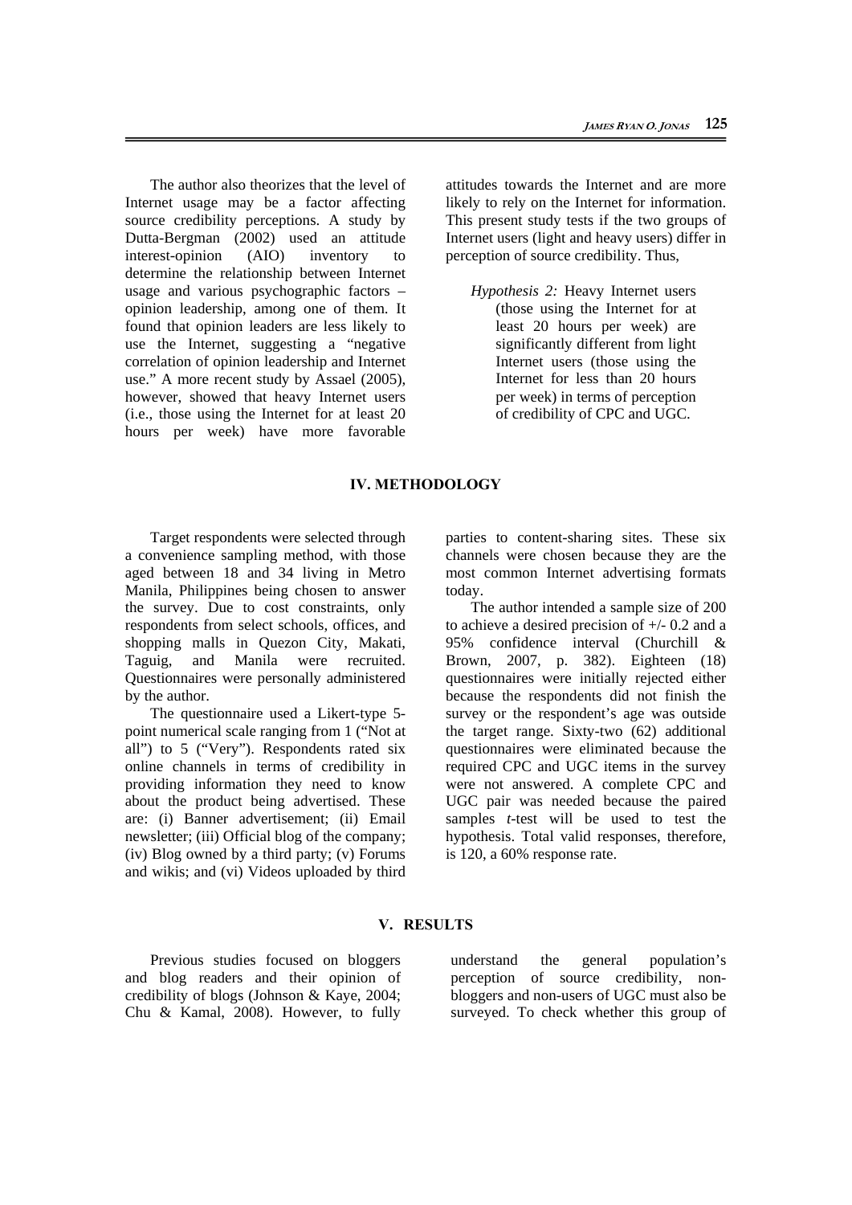The author also theorizes that the level of Internet usage may be a factor affecting source credibility perceptions. A study by Dutta-Bergman (2002) used an attitude interest-opinion (AIO) inventory to determine the relationship between Internet usage and various psychographic factors – opinion leadership, among one of them. It found that opinion leaders are less likely to use the Internet, suggesting a "negative correlation of opinion leadership and Internet use." A more recent study by Assael (2005), however, showed that heavy Internet users (i.e., those using the Internet for at least 20 hours per week) have more favorable attitudes towards the Internet and are more likely to rely on the Internet for information. This present study tests if the two groups of Internet users (light and heavy users) differ in perception of source credibility. Thus,

> *Hypothesis 2:* Heavy Internet users (those using the Internet for at least 20 hours per week) are significantly different from light Internet users (those using the Internet for less than 20 hours per week) in terms of perception of credibility of CPC and UGC.

## IV. METHODOLOGY

Target respondents were selected through a convenience sampling method, with those aged between 18 and 34 living in Metro Manila, Philippines being chosen to answer the survey. Due to cost constraints, only respondents from select schools, offices, and shopping malls in Quezon City, Makati, Taguig, and Manila were recruited. Questionnaires were personally administered by the author.

The questionnaire used a Likert-type 5-point numerical scale ranging from 1 ("Not at all") to 5 ("Very"). Respondents rated six online channels in terms of credibility in providing information they need to know about the product being advertised. These are: (i) Banner advertisement; (ii) Email newsletter; (iii) Official blog of the company; (iv) Blog owned by a third party; (v) Forums and wikis; and (vi) Videos uploaded by third parties to content-sharing sites. These six channels were chosen because they are the most common Internet advertising formats today.

The author intended a sample size of 200 to achieve a desired precision of +/- 0.2 and a 95% confidence interval (Churchill & Brown, 2007, p. 382). Eighteen (18) questionnaires were initially rejected either because the respondents did not finish the survey or the respondent's age was outside the target range. Sixty-two (62) additional questionnaires were eliminated because the required CPC and UGC items in the survey were not answered. A complete CPC and UGC pair was needed because the paired samples *t*-test will be used to test the hypothesis. Total valid responses, therefore, is 120, a 60% response rate.

## V. RESULTS

Previous studies focused on bloggers and blog readers and their opinion of credibility of blogs (Johnson & Kaye, 2004; Chu & Kamal, 2008). However, to fully understand the general population's perception of source credibility, non-bloggers and non-users of UGC must also be surveyed. To check whether this group of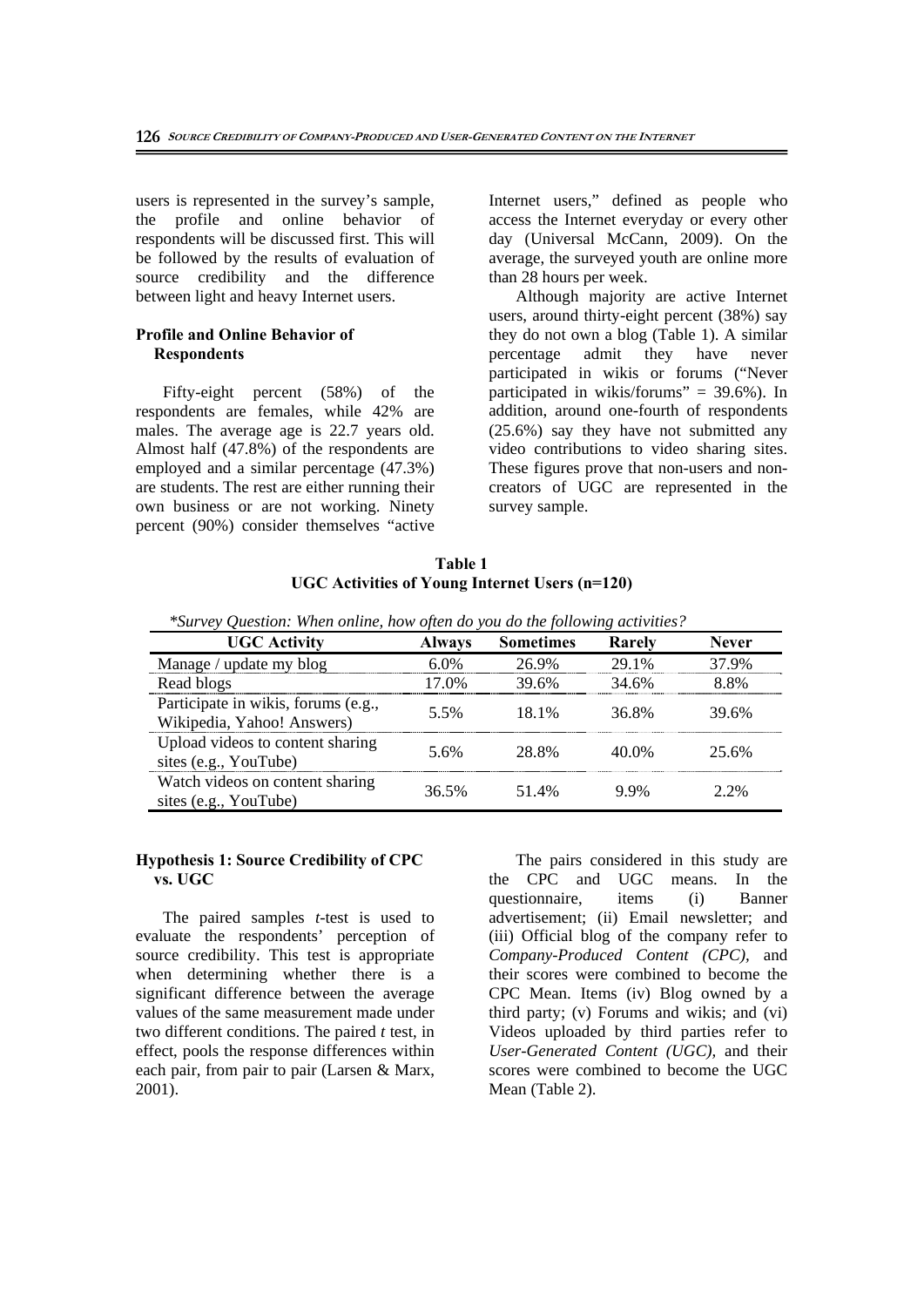users is represented in the survey's sample, the profile and online behavior of respondents will be discussed first. This will be followed by the results of evaluation of source credibility and the difference between light and heavy Internet users.

### Profile and Online Behavior of Respondents

Fifty-eight percent (58%) of the respondents are females, while 42% are males. The average age is 22.7 years old. Almost half (47.8%) of the respondents are employed and a similar percentage (47.3%) are students. The rest are either running their own business or are not working. Ninety percent (90%) consider themselves "active Internet users," defined as people who access the Internet everyday or every other day (Universal McCann, 2009). On the average, the surveyed youth are online more than 28 hours per week.

Although majority are active Internet users, around thirty-eight percent (38%) say they do not own a blog (Table 1). A similar percentage admit they have never participated in wikis or forums ("Never participated in wikis/forums" = 39.6%). In addition, around one-fourth of respondents (25.6%) say they have not submitted any video contributions to video sharing sites. These figures prove that non-users and non-creators of UGC are represented in the survey sample.

**Table 1**
**UGC Activities of Young Internet Users (n=120)**

*\*Survey Question: When online, how often do you do the following activities?*

| UGC Activity | Always | Sometimes | Rarely | Never |
|---|---|---|---|---|
| Manage / update my blog | 6.0% | 26.9% | 29.1% | 37.9% |
| Read blogs | 17.0% | 39.6% | 34.6% | 8.8% |
| Participate in wikis, forums (e.g., Wikipedia, Yahoo! Answers) | 5.5% | 18.1% | 36.8% | 39.6% |
| Upload videos to content sharing sites (e.g., YouTube) | 5.6% | 28.8% | 40.0% | 25.6% |
| Watch videos on content sharing sites (e.g., YouTube) | 36.5% | 51.4% | 9.9% | 2.2% |

### Hypothesis 1: Source Credibility of CPC vs. UGC

The paired samples *t*-test is used to evaluate the respondents' perception of source credibility. This test is appropriate when determining whether there is a significant difference between the average values of the same measurement made under two different conditions. The paired *t* test, in effect, pools the response differences within each pair, from pair to pair (Larsen & Marx, 2001).

The pairs considered in this study are the CPC and UGC means. In the questionnaire, items (i) Banner advertisement; (ii) Email newsletter; and (iii) Official blog of the company refer to *Company-Produced Content (CPC)*, and their scores were combined to become the CPC Mean. Items (iv) Blog owned by a third party; (v) Forums and wikis; and (vi) Videos uploaded by third parties refer to *User-Generated Content (UGC)*, and their scores were combined to become the UGC Mean (Table 2).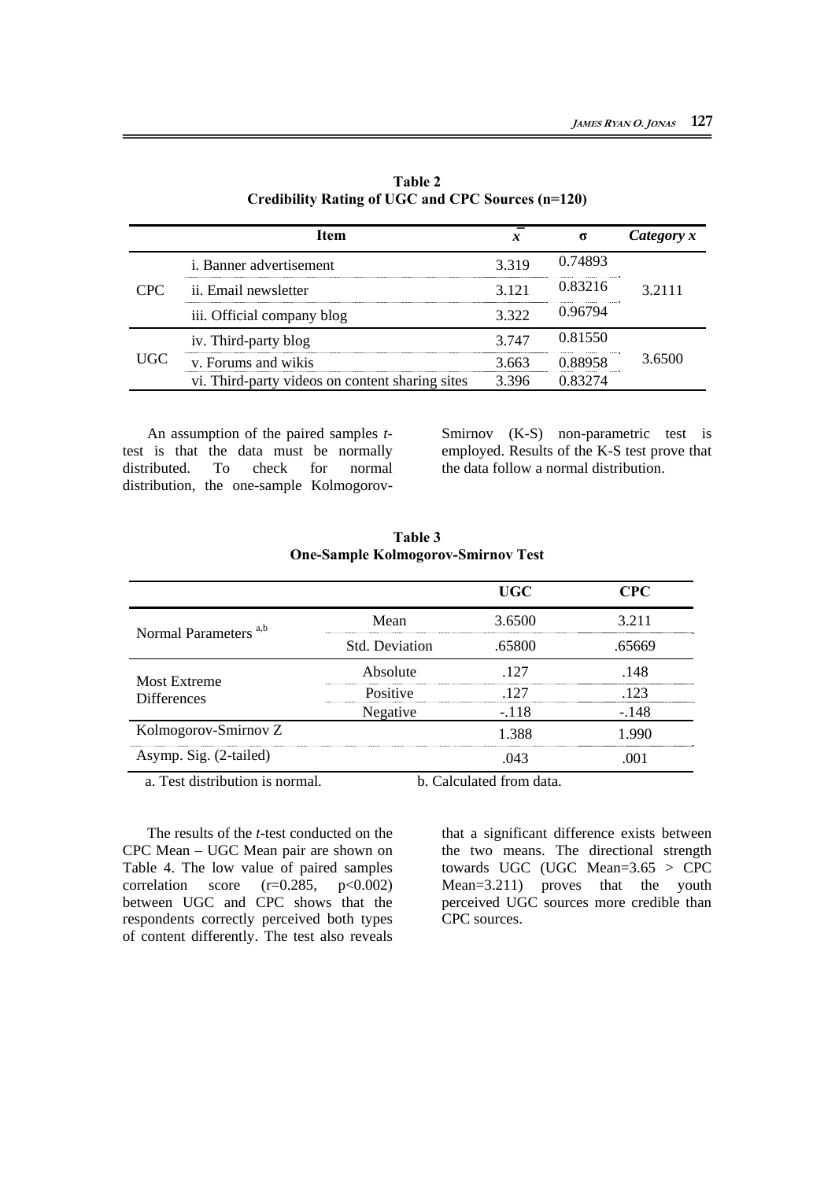**Table 2**
**Credibility Rating of UGC and CPC Sources (n=120)**

| | Item | $\bar{x}$ | σ | *Category x* |
|---|---|---|---|---|
| CPC | i. Banner advertisement | 3.319 | 0.74893 | 3.2111 |
| | ii. Email newsletter | 3.121 | 0.83216 | |
| | iii. Official company blog | 3.322 | 0.96794 | |
| UGC | iv. Third-party blog | 3.747 | 0.81550 | 3.6500 |
| | v. Forums and wikis | 3.663 | 0.88958 | |
| | vi. Third-party videos on content sharing sites | 3.396 | 0.83274 | |

An assumption of the paired samples *t*-test is that the data must be normally distributed. To check for normal distribution, the one-sample Kolmogorov-Smirnov (K-S) non-parametric test is employed. Results of the K-S test prove that the data follow a normal distribution.

**Table 3**
**One-Sample Kolmogorov-Smirnov Test**

| | | UGC | CPC |
|---|---|---|---|
| Normal Parameters [a,b] | Mean | 3.6500 | 3.211 |
| | Std. Deviation | .65800 | .65669 |
| Most Extreme Differences | Absolute | .127 | .148 |
| | Positive | .127 | .123 |
| | Negative | -.118 | -.148 |
| Kolmogorov-Smirnov Z | | 1.388 | 1.990 |
| Asymp. Sig. (2-tailed) | | .043 | .001 |

a. Test distribution is normal. b. Calculated from data.

The results of the *t*-test conducted on the CPC Mean – UGC Mean pair are shown on Table 4. The low value of paired samples correlation score ($r=0.285$, $p<0.002$) between UGC and CPC shows that the respondents correctly perceived both types of content differently. The test also reveals that a significant difference exists between the two means. The directional strength towards UGC (UGC Mean=3.65 > CPC Mean=3.211) proves that the youth perceived UGC sources more credible than CPC sources.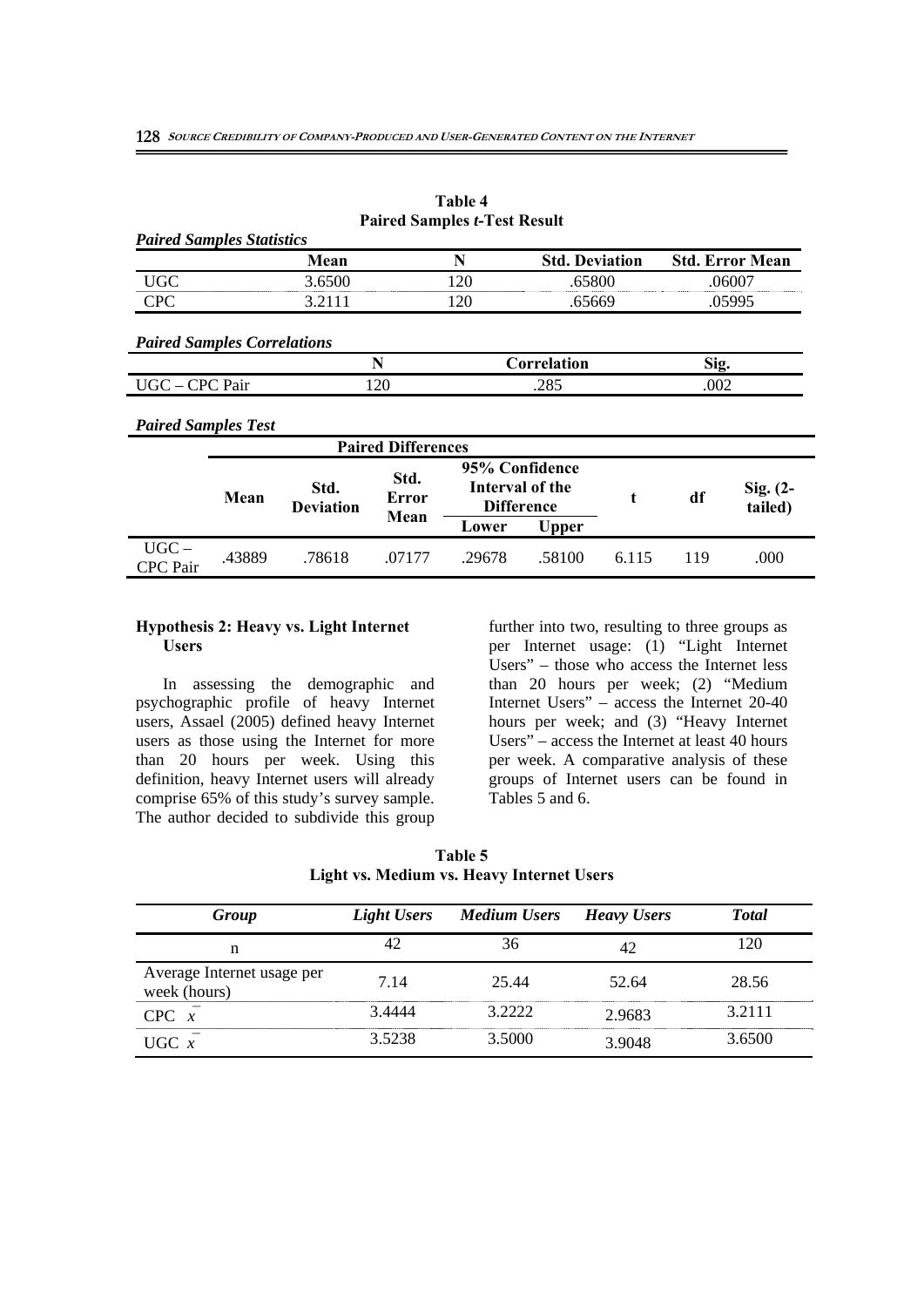**Table 4**
**Paired Samples *t*-Test Result**

***Paired Samples Statistics***

| | Mean | N | Std. Deviation | Std. Error Mean |
|---|---|---|---|---|
| UGC | 3.6500 | 120 | .65800 | .06007 |
| CPC | 3.2111 | 120 | .65669 | .05995 |

***Paired Samples Correlations***

| | N | Correlation | Sig. |
|---|---|---|---|
| UGC – CPC Pair | 120 | .285 | .002 |

***Paired Samples Test***

| | Paired Differences | | | | | t | df | Sig. (2-tailed) |
|---|---|---|---|---|---|---|---|---|
| | Mean | Std. Deviation | Std. Error Mean | 95% Confidence Interval of the Difference | | | | |
| | | | | Lower | Upper | | | |
| UGC – CPC Pair | .43889 | .78618 | .07177 | .29678 | .58100 | 6.115 | 119 | .000 |

**Hypothesis 2: Heavy vs. Light Internet Users**

In assessing the demographic and psychographic profile of heavy Internet users, Assael (2005) defined heavy Internet users as those using the Internet for more than 20 hours per week. Using this definition, heavy Internet users will already comprise 65% of this study's survey sample. The author decided to subdivide this group further into two, resulting to three groups as per Internet usage: (1) "Light Internet Users" – those who access the Internet less than 20 hours per week; (2) "Medium Internet Users" – access the Internet 20-40 hours per week; and (3) "Heavy Internet Users" – access the Internet at least 40 hours per week. A comparative analysis of these groups of Internet users can be found in Tables 5 and 6.

**Table 5**
**Light vs. Medium vs. Heavy Internet Users**

| *Group* | *Light Users* | *Medium Users* | *Heavy Users* | *Total* |
|---|---|---|---|---|
| n | 42 | 36 | 42 | 120 |
| Average Internet usage per week (hours) | 7.14 | 25.44 | 52.64 | 28.56 |
| CPC $\bar{x}$ | 3.4444 | 3.2222 | 2.9683 | 3.2111 |
| UGC $\bar{x}$ | 3.5238 | 3.5000 | 3.9048 | 3.6500 |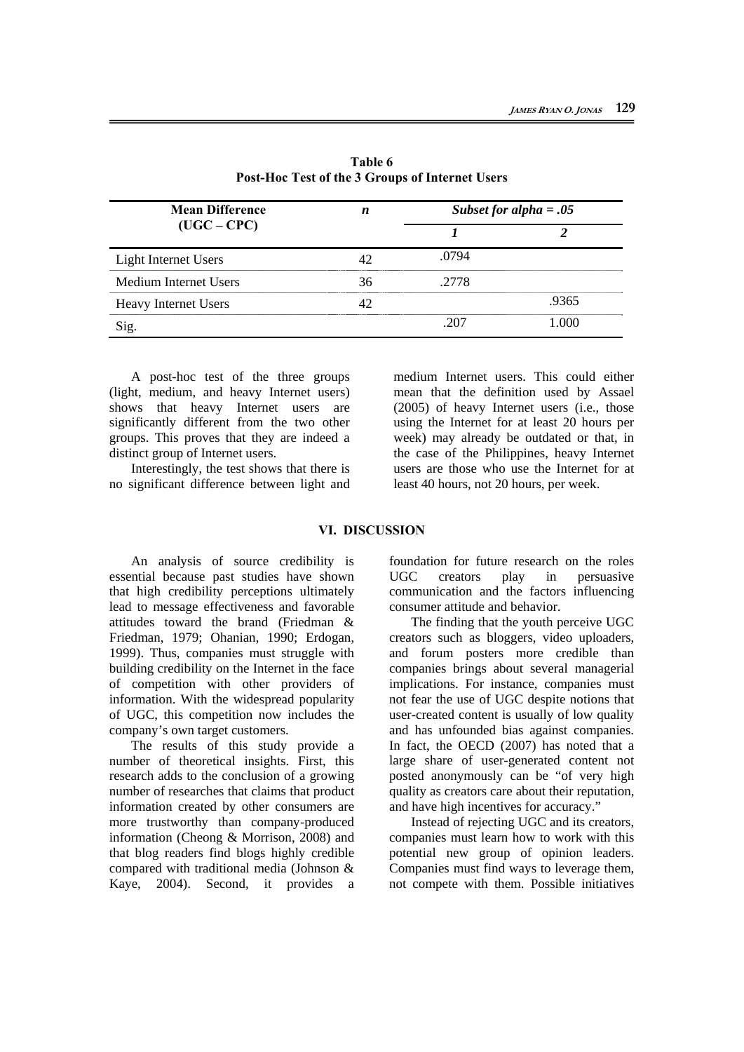**Table 6**
**Post-Hoc Test of the 3 Groups of Internet Users**

| Mean Difference (UGC – CPC) | *n* | *Subset for alpha = .05* | |
|---|---|---|---|
| | | ***1*** | ***2*** |
| Light Internet Users | 42 | .0794 | |
| Medium Internet Users | 36 | .2778 | |
| Heavy Internet Users | 42 | | .9365 |
| Sig. | | .207 | 1.000 |

A post-hoc test of the three groups (light, medium, and heavy Internet users) shows that heavy Internet users are significantly different from the two other groups. This proves that they are indeed a distinct group of Internet users.

Interestingly, the test shows that there is no significant difference between light and medium Internet users. This could either mean that the definition used by Assael (2005) of heavy Internet users (i.e., those using the Internet for at least 20 hours per week) may already be outdated or that, in the case of the Philippines, heavy Internet users are those who use the Internet for at least 40 hours, not 20 hours, per week.

## VI. DISCUSSION

An analysis of source credibility is essential because past studies have shown that high credibility perceptions ultimately lead to message effectiveness and favorable attitudes toward the brand (Friedman & Friedman, 1979; Ohanian, 1990; Erdogan, 1999). Thus, companies must struggle with building credibility on the Internet in the face of competition with other providers of information. With the widespread popularity of UGC, this competition now includes the company's own target customers.

The results of this study provide a number of theoretical insights. First, this research adds to the conclusion of a growing number of researches that claims that product information created by other consumers are more trustworthy than company-produced information (Cheong & Morrison, 2008) and that blog readers find blogs highly credible compared with traditional media (Johnson & Kaye, 2004). Second, it provides a foundation for future research on the roles UGC creators play in persuasive communication and the factors influencing consumer attitude and behavior.

The finding that the youth perceive UGC creators such as bloggers, video uploaders, and forum posters more credible than companies brings about several managerial implications. For instance, companies must not fear the use of UGC despite notions that user-created content is usually of low quality and has unfounded bias against companies. In fact, the OECD (2007) has noted that a large share of user-generated content not posted anonymously can be "of very high quality as creators care about their reputation, and have high incentives for accuracy."

Instead of rejecting UGC and its creators, companies must learn how to work with this potential new group of opinion leaders. Companies must find ways to leverage them, not compete with them. Possible initiatives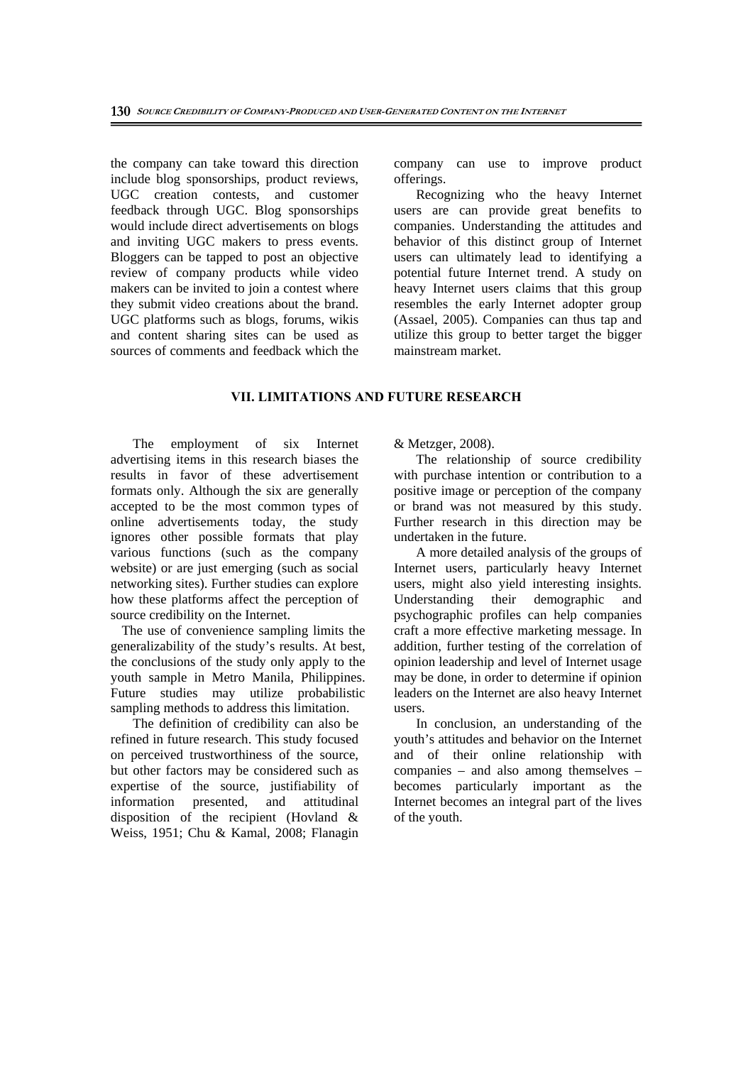the company can take toward this direction include blog sponsorships, product reviews, UGC creation contests, and customer feedback through UGC. Blog sponsorships would include direct advertisements on blogs and inviting UGC makers to press events. Bloggers can be tapped to post an objective review of company products while video makers can be invited to join a contest where they submit video creations about the brand. UGC platforms such as blogs, forums, wikis and content sharing sites can be used as sources of comments and feedback which the company can use to improve product offerings.

Recognizing who the heavy Internet users are can provide great benefits to companies. Understanding the attitudes and behavior of this distinct group of Internet users can ultimately lead to identifying a potential future Internet trend. A study on heavy Internet users claims that this group resembles the early Internet adopter group (Assael, 2005). Companies can thus tap and utilize this group to better target the bigger mainstream market.

## VII. LIMITATIONS AND FUTURE RESEARCH

The employment of six Internet advertising items in this research biases the results in favor of these advertisement formats only. Although the six are generally accepted to be the most common types of online advertisements today, the study ignores other possible formats that play various functions (such as the company website) or are just emerging (such as social networking sites). Further studies can explore how these platforms affect the perception of source credibility on the Internet.

The use of convenience sampling limits the generalizability of the study's results. At best, the conclusions of the study only apply to the youth sample in Metro Manila, Philippines. Future studies may utilize probabilistic sampling methods to address this limitation.

The definition of credibility can also be refined in future research. This study focused on perceived trustworthiness of the source, but other factors may be considered such as expertise of the source, justifiability of information presented, and attitudinal disposition of the recipient (Hovland & Weiss, 1951; Chu & Kamal, 2008; Flanagin & Metzger, 2008).

The relationship of source credibility with purchase intention or contribution to a positive image or perception of the company or brand was not measured by this study. Further research in this direction may be undertaken in the future.

A more detailed analysis of the groups of Internet users, particularly heavy Internet users, might also yield interesting insights. Understanding their demographic and psychographic profiles can help companies craft a more effective marketing message. In addition, further testing of the correlation of opinion leadership and level of Internet usage may be done, in order to determine if opinion leaders on the Internet are also heavy Internet users.

In conclusion, an understanding of the youth's attitudes and behavior on the Internet and of their online relationship with companies – and also among themselves – becomes particularly important as the Internet becomes an integral part of the lives of the youth.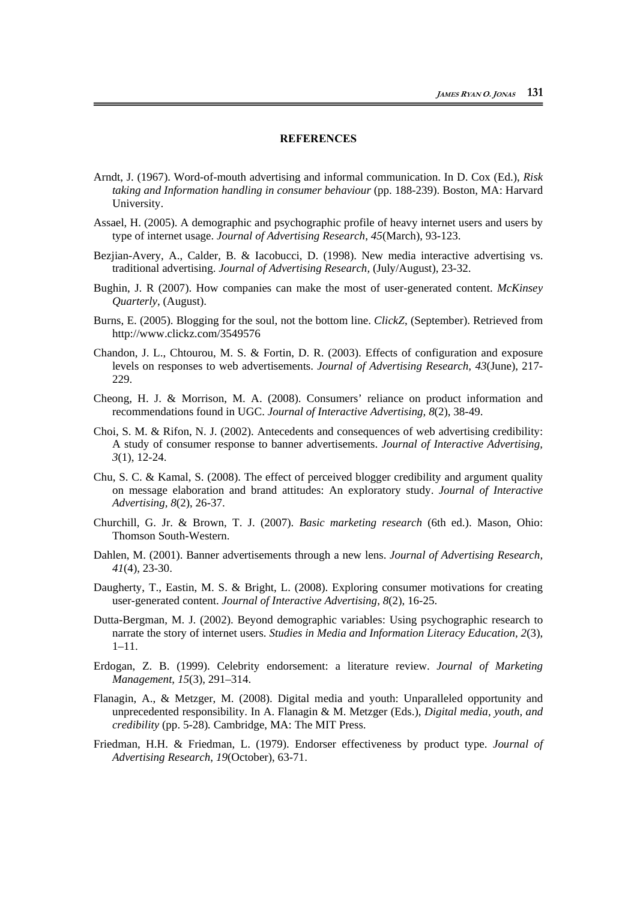## REFERENCES

Arndt, J. (1967). Word-of-mouth advertising and informal communication. In D. Cox (Ed.), *Risk taking and Information handling in consumer behaviour* (pp. 188-239). Boston, MA: Harvard University.

Assael, H. (2005). A demographic and psychographic profile of heavy internet users and users by type of internet usage. *Journal of Advertising Research*, *45*(March), 93-123.

Bezjian-Avery, A., Calder, B. & Iacobucci, D. (1998). New media interactive advertising vs. traditional advertising. *Journal of Advertising Research,* (July/August), 23-32.

Bughin, J. R (2007). How companies can make the most of user-generated content. *McKinsey Quarterly*, (August).

Burns, E. (2005). Blogging for the soul, not the bottom line. *ClickZ*, (September). Retrieved from http://www.clickz.com/3549576

Chandon, J. L., Chtourou, M. S. & Fortin, D. R. (2003). Effects of configuration and exposure levels on responses to web advertisements. *Journal of Advertising Research*, *43*(June), 217-229.

Cheong, H. J. & Morrison, M. A. (2008). Consumers' reliance on product information and recommendations found in UGC. *Journal of Interactive Advertising, 8*(2), 38-49.

Choi, S. M. & Rifon, N. J. (2002). Antecedents and consequences of web advertising credibility: A study of consumer response to banner advertisements. *Journal of Interactive Advertising, 3*(1), 12-24.

Chu, S. C. & Kamal, S. (2008). The effect of perceived blogger credibility and argument quality on message elaboration and brand attitudes: An exploratory study. *Journal of Interactive Advertising, 8*(2), 26-37.

Churchill, G. Jr. & Brown, T. J. (2007). *Basic marketing research* (6th ed.). Mason, Ohio: Thomson South-Western.

Dahlen, M. (2001). Banner advertisements through a new lens. *Journal of Advertising Research, 41*(4), 23-30.

Daugherty, T., Eastin, M. S. & Bright, L. (2008). Exploring consumer motivations for creating user-generated content. *Journal of Interactive Advertising, 8*(2), 16-25.

Dutta-Bergman, M. J. (2002). Beyond demographic variables: Using psychographic research to narrate the story of internet users. *Studies in Media and Information Literacy Education, 2*(3), 1–11.

Erdogan, Z. B. (1999). Celebrity endorsement: a literature review. *Journal of Marketing Management*, *15*(3), 291–314.

Flanagin, A., & Metzger, M. (2008). Digital media and youth: Unparalleled opportunity and unprecedented responsibility. In A. Flanagin & M. Metzger (Eds.), *Digital media, youth, and credibility* (pp. 5-28)*.* Cambridge, MA: The MIT Press.

Friedman, H.H. & Friedman, L. (1979). Endorser effectiveness by product type. *Journal of Advertising Research*, *19*(October), 63-71.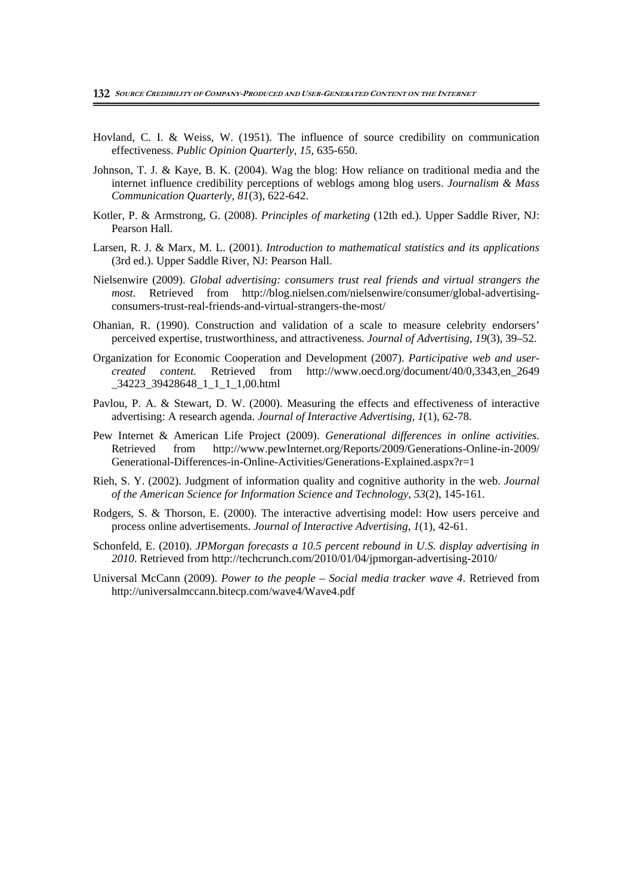Hovland, C. I. & Weiss, W. (1951). The influence of source credibility on communication effectiveness. *Public Opinion Quarterly*, *15*, 635-650.

Johnson, T. J. & Kaye, B. K. (2004). Wag the blog: How reliance on traditional media and the internet influence credibility perceptions of weblogs among blog users. *Journalism & Mass Communication Quarterly*, *81*(3), 622-642.

Kotler, P. & Armstrong, G. (2008). *Principles of marketing* (12th ed.). Upper Saddle River, NJ: Pearson Hall.

Larsen, R. J. & Marx, M. L. (2001). *Introduction to mathematical statistics and its applications* (3rd ed.). Upper Saddle River, NJ: Pearson Hall.

Nielsenwire (2009). *Global advertising: consumers trust real friends and virtual strangers the most*. Retrieved from http://blog.nielsen.com/nielsenwire/consumer/global-advertising-consumers-trust-real-friends-and-virtual-strangers-the-most/

Ohanian, R. (1990). Construction and validation of a scale to measure celebrity endorsers' perceived expertise, trustworthiness, and attractiveness. *Journal of Advertising*, *19*(3), 39–52.

Organization for Economic Cooperation and Development (2007). *Participative web and user-created content.* Retrieved from http://www.oecd.org/document/40/0,3343,en_2649_34223_39428648_1_1_1_1,00.html

Pavlou, P. A. & Stewart, D. W. (2000). Measuring the effects and effectiveness of interactive advertising: A research agenda. *Journal of Interactive Advertising, 1*(1), 62-78.

Pew Internet & American Life Project (2009). *Generational differences in online activities*. Retrieved from http://www.pewInternet.org/Reports/2009/Generations-Online-in-2009/Generational-Differences-in-Online-Activities/Generations-Explained.aspx?r=1

Rieh, S. Y. (2002). Judgment of information quality and cognitive authority in the web. *Journal of the American Science for Information Science and Technology*, *53*(2), 145-161.

Rodgers, S. & Thorson, E. (2000). The interactive advertising model: How users perceive and process online advertisements. *Journal of Interactive Advertising*, *1*(1), 42-61.

Schonfeld, E. (2010). *JPMorgan forecasts a 10.5 percent rebound in U.S. display advertising in 2010*. Retrieved from http://techcrunch.com/2010/01/04/jpmorgan-advertising-2010/

Universal McCann (2009). *Power to the people – Social media tracker wave 4*. Retrieved from http://universalmccann.bitecp.com/wave4/Wave4.pdf